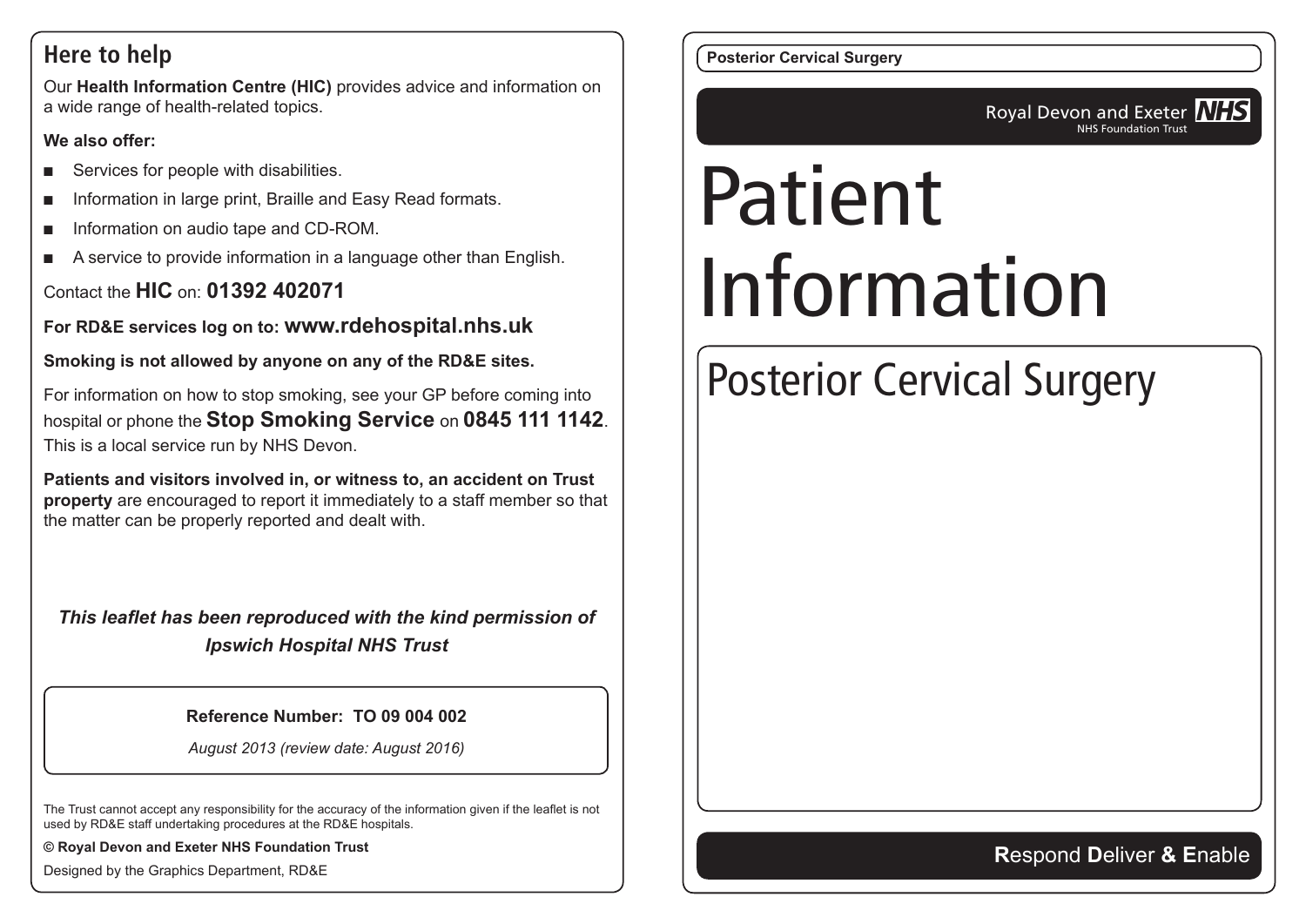## Here to help

Our **Health Information Centre (HIC)** provides advice and information on a wide range of health-related topics.

**We also offer:**

- Services for people with disabilities.
- Information in large print, Braille and Easy Read formats.
- Information on audio tape and CD-ROM.
- A service to provide information in a language other than English.

Contact the **HIC** on: **01392 402071**

**For RD&E services log on to: www.rdehospital.nhs.uk**

**Smoking is not allowed by anyone on any of the RD&E sites.**

For information on how to stop smoking, see your GP before coming into hospital or phone the **Stop Smoking Service** on **0845 111 1142**. This is a local service run by NHS Devon.

**Patients and visitors involved in, or witness to, an accident on Trust property** are encouraged to report it immediately to a staff member so that the matter can be properly reported and dealt with.

***This leaflet has been reproduced with the kind permission of Ipswich Hospital NHS Trust***

**Reference Number: TO 09 004 002**

*August 2013 (review date: August 2016)*

The Trust cannot accept any responsibility for the accuracy of the information given if the leaflet is not used by RD&E staff undertaking procedures at the RD&E hospitals.

**© Royal Devon and Exeter NHS Foundation Trust**

Designed by the Graphics Department, RD&E

**Posterior Cervical Surgery**

Royal Devon and Exeter NHS
NHS Foundation Trust

# Patient Information

## Posterior Cervical Surgery

**R**espond **D**eliver **& E**nable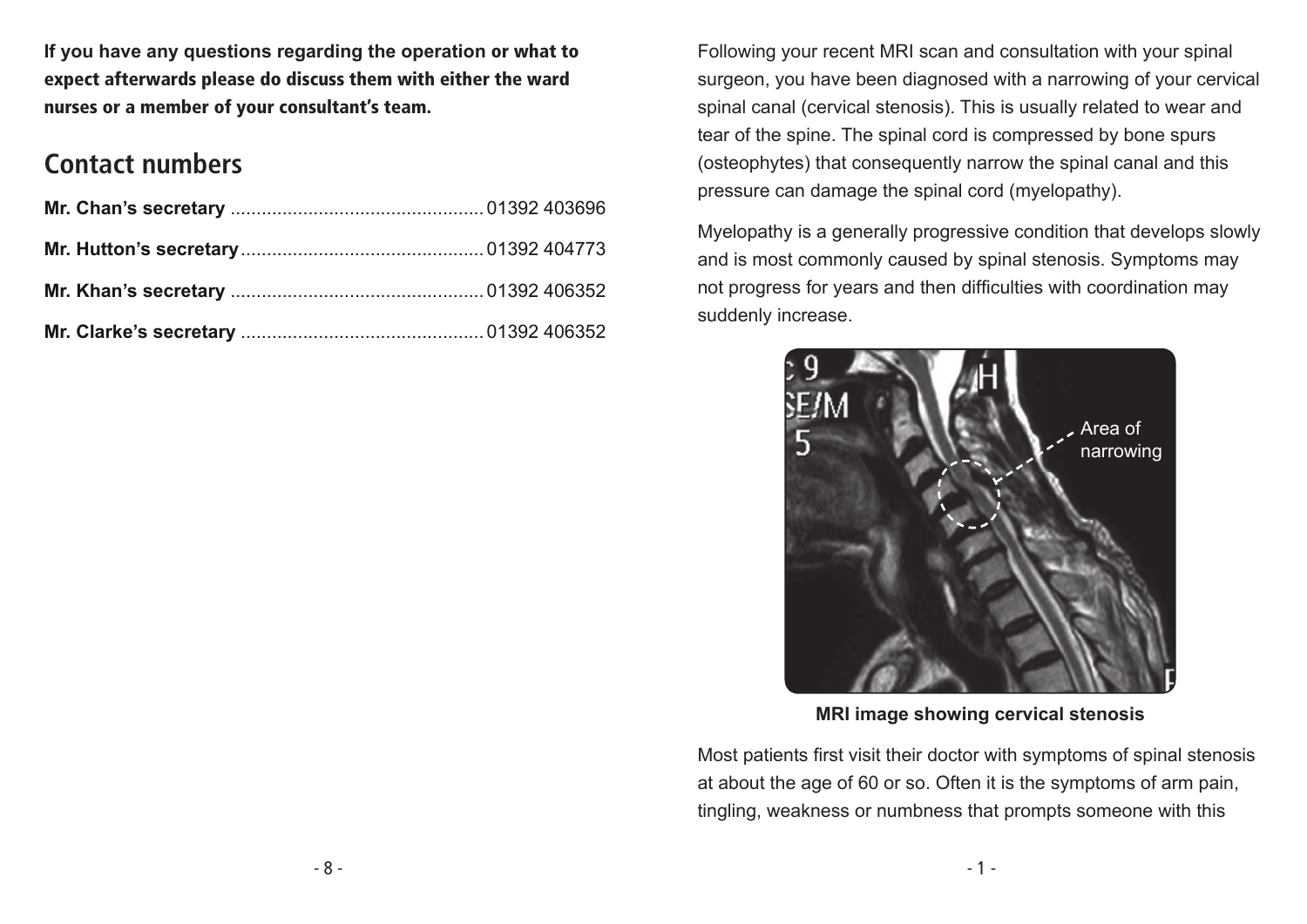**If you have any questions regarding the operation or what to expect afterwards please do discuss them with either the ward nurses or a member of your consultant's team.**

## Contact numbers

**Mr. Chan's secretary** ................................................ 01392 403696

**Mr. Hutton's secretary** .............................................. 01392 404773

**Mr. Khan's secretary** ................................................ 01392 406352

**Mr. Clarke's secretary** .............................................. 01392 406352

Following your recent MRI scan and consultation with your spinal surgeon, you have been diagnosed with a narrowing of your cervical spinal canal (cervical stenosis). This is usually related to wear and tear of the spine. The spinal cord is compressed by bone spurs (osteophytes) that consequently narrow the spinal canal and this pressure can damage the spinal cord (myelopathy).

Myelopathy is a generally progressive condition that develops slowly and is most commonly caused by spinal stenosis. Symptoms may not progress for years and then difficulties with coordination may suddenly increase.

**MRI image showing cervical stenosis**

Most patients first visit their doctor with symptoms of spinal stenosis at about the age of 60 or so. Often it is the symptoms of arm pain, tingling, weakness or numbness that prompts someone with this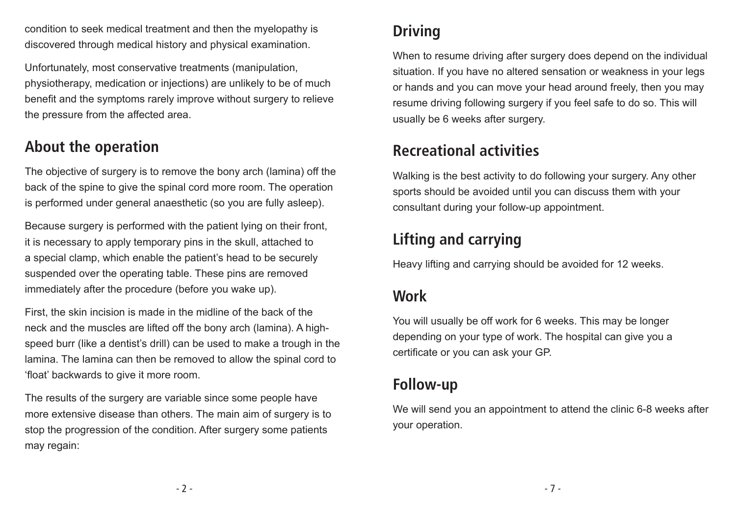condition to seek medical treatment and then the myelopathy is discovered through medical history and physical examination.

Unfortunately, most conservative treatments (manipulation, physiotherapy, medication or injections) are unlikely to be of much benefit and the symptoms rarely improve without surgery to relieve the pressure from the affected area.

## About the operation

The objective of surgery is to remove the bony arch (lamina) off the back of the spine to give the spinal cord more room. The operation is performed under general anaesthetic (so you are fully asleep).

Because surgery is performed with the patient lying on their front, it is necessary to apply temporary pins in the skull, attached to a special clamp, which enable the patient's head to be securely suspended over the operating table. These pins are removed immediately after the procedure (before you wake up).

First, the skin incision is made in the midline of the back of the neck and the muscles are lifted off the bony arch (lamina). A high-speed burr (like a dentist's drill) can be used to make a trough in the lamina. The lamina can then be removed to allow the spinal cord to 'float' backwards to give it more room.

The results of the surgery are variable since some people have more extensive disease than others. The main aim of surgery is to stop the progression of the condition. After surgery some patients may regain:

## Driving

When to resume driving after surgery does depend on the individual situation. If you have no altered sensation or weakness in your legs or hands and you can move your head around freely, then you may resume driving following surgery if you feel safe to do so. This will usually be 6 weeks after surgery.

## Recreational activities

Walking is the best activity to do following your surgery. Any other sports should be avoided until you can discuss them with your consultant during your follow-up appointment.

## Lifting and carrying

Heavy lifting and carrying should be avoided for 12 weeks.

## Work

You will usually be off work for 6 weeks. This may be longer depending on your type of work. The hospital can give you a certificate or you can ask your GP.

## Follow-up

We will send you an appointment to attend the clinic 6-8 weeks after your operation.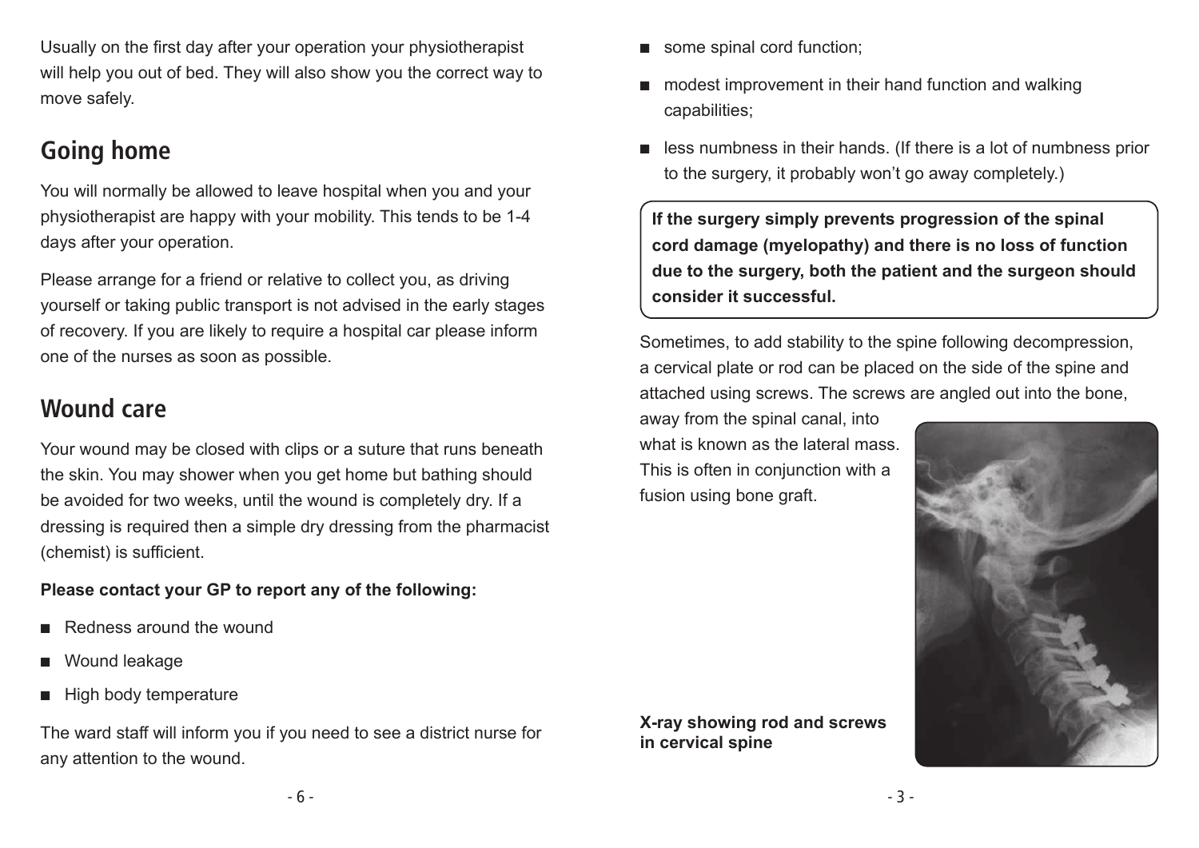Usually on the first day after your operation your physiotherapist will help you out of bed. They will also show you the correct way to move safely.

## Going home

You will normally be allowed to leave hospital when you and your physiotherapist are happy with your mobility. This tends to be 1-4 days after your operation.

Please arrange for a friend or relative to collect you, as driving yourself or taking public transport is not advised in the early stages of recovery. If you are likely to require a hospital car please inform one of the nurses as soon as possible.

## Wound care

Your wound may be closed with clips or a suture that runs beneath the skin. You may shower when you get home but bathing should be avoided for two weeks, until the wound is completely dry. If a dressing is required then a simple dry dressing from the pharmacist (chemist) is sufficient.

**Please contact your GP to report any of the following:**

- Redness around the wound
- Wound leakage
- High body temperature

The ward staff will inform you if you need to see a district nurse for any attention to the wound.

- some spinal cord function;
- modest improvement in their hand function and walking capabilities;
- less numbness in their hands. (If there is a lot of numbness prior to the surgery, it probably won't go away completely.)

**If the surgery simply prevents progression of the spinal cord damage (myelopathy) and there is no loss of function due to the surgery, both the patient and the surgeon should consider it successful.**

Sometimes, to add stability to the spine following decompression, a cervical plate or rod can be placed on the side of the spine and attached using screws. The screws are angled out into the bone, away from the spinal canal, into what is known as the lateral mass. This is often in conjunction with a fusion using bone graft.

**X-ray showing rod and screws in cervical spine**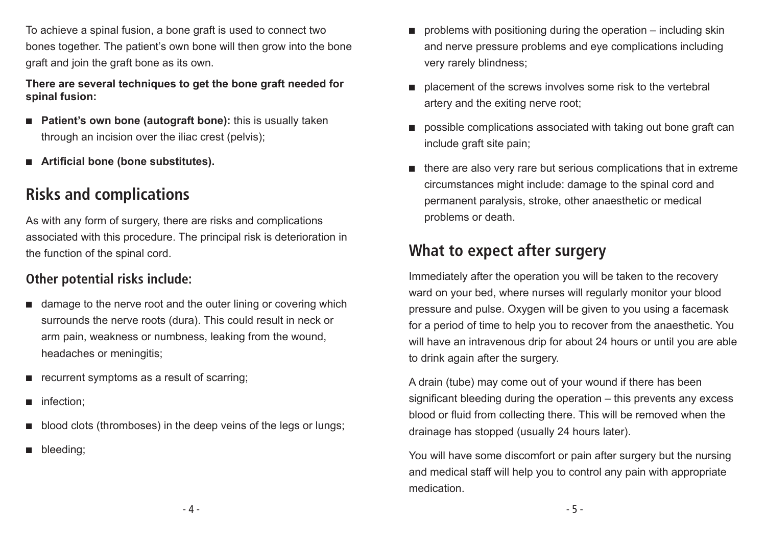To achieve a spinal fusion, a bone graft is used to connect two bones together. The patient's own bone will then grow into the bone graft and join the graft bone as its own.

**There are several techniques to get the bone graft needed for spinal fusion:**

- **Patient's own bone (autograft bone):** this is usually taken through an incision over the iliac crest (pelvis);
- **Artificial bone (bone substitutes).**

## Risks and complications

As with any form of surgery, there are risks and complications associated with this procedure. The principal risk is deterioration in the function of the spinal cord.

### Other potential risks include:

- damage to the nerve root and the outer lining or covering which surrounds the nerve roots (dura). This could result in neck or arm pain, weakness or numbness, leaking from the wound, headaches or meningitis;
- recurrent symptoms as a result of scarring;
- infection;
- blood clots (thromboses) in the deep veins of the legs or lungs;
- bleeding;
- problems with positioning during the operation – including skin and nerve pressure problems and eye complications including very rarely blindness;
- placement of the screws involves some risk to the vertebral artery and the exiting nerve root;
- possible complications associated with taking out bone graft can include graft site pain;
- there are also very rare but serious complications that in extreme circumstances might include: damage to the spinal cord and permanent paralysis, stroke, other anaesthetic or medical problems or death.

## What to expect after surgery

Immediately after the operation you will be taken to the recovery ward on your bed, where nurses will regularly monitor your blood pressure and pulse. Oxygen will be given to you using a facemask for a period of time to help you to recover from the anaesthetic. You will have an intravenous drip for about 24 hours or until you are able to drink again after the surgery.

A drain (tube) may come out of your wound if there has been significant bleeding during the operation – this prevents any excess blood or fluid from collecting there. This will be removed when the drainage has stopped (usually 24 hours later).

You will have some discomfort or pain after surgery but the nursing and medical staff will help you to control any pain with appropriate medication.